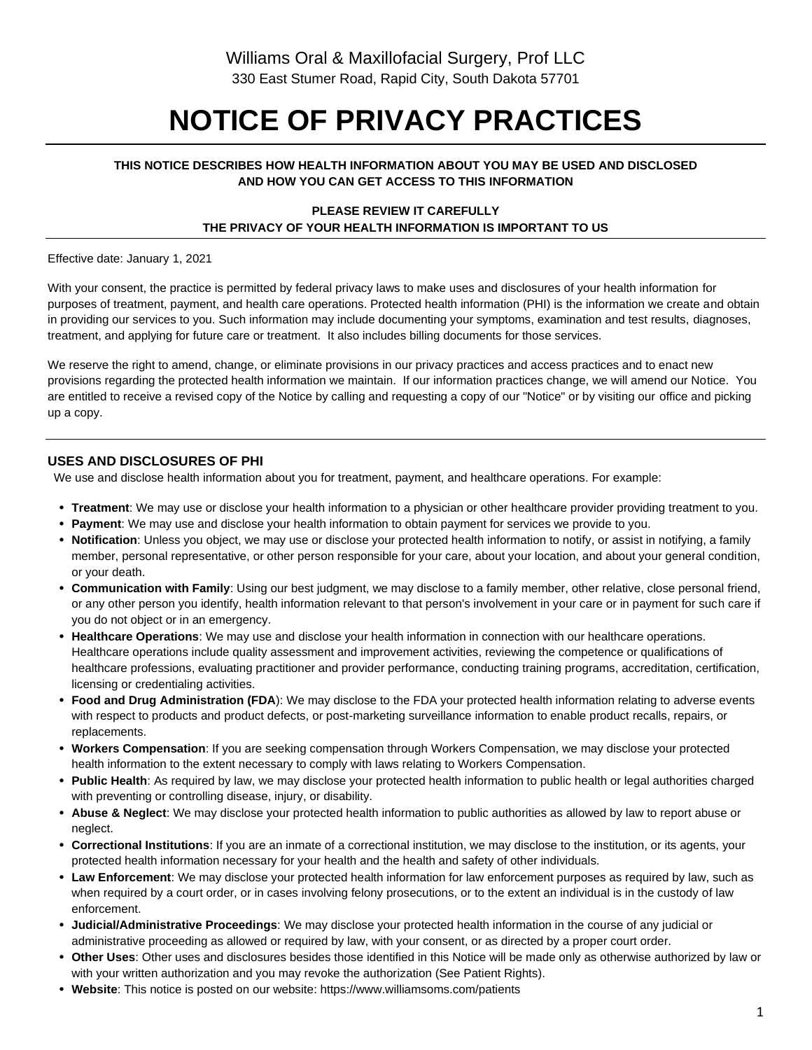Williams Oral & Maxillofacial Surgery, Prof LLC

330 East Stumer Road, Rapid City, South Dakota 57701

# NOTICE OF PRIVACY PRACTICES

**THIS NOTICE DESCRIBES HOW HEALTH INFORMATION ABOUT YOU MAY BE USED AND DISCLOSED AND HOW YOU CAN GET ACCESS TO THIS INFORMATION**

**PLEASE REVIEW IT CAREFULLY**
**THE PRIVACY OF YOUR HEALTH INFORMATION IS IMPORTANT TO US**

Effective date: January 1, 2021

With your consent, the practice is permitted by federal privacy laws to make uses and disclosures of your health information for purposes of treatment, payment, and health care operations. Protected health information (PHI) is the information we create and obtain in providing our services to you. Such information may include documenting your symptoms, examination and test results, diagnoses, treatment, and applying for future care or treatment. It also includes billing documents for those services.

We reserve the right to amend, change, or eliminate provisions in our privacy practices and access practices and to enact new provisions regarding the protected health information we maintain. If our information practices change, we will amend our Notice. You are entitled to receive a revised copy of the Notice by calling and requesting a copy of our "Notice" or by visiting our office and picking up a copy.

## USES AND DISCLOSURES OF PHI

We use and disclose health information about you for treatment, payment, and healthcare operations. For example:

- **Treatment**: We may use or disclose your health information to a physician or other healthcare provider providing treatment to you.
- **Payment**: We may use and disclose your health information to obtain payment for services we provide to you.
- **Notification**: Unless you object, we may use or disclose your protected health information to notify, or assist in notifying, a family member, personal representative, or other person responsible for your care, about your location, and about your general condition, or your death.
- **Communication with Family**: Using our best judgment, we may disclose to a family member, other relative, close personal friend, or any other person you identify, health information relevant to that person's involvement in your care or in payment for such care if you do not object or in an emergency.
- **Healthcare Operations**: We may use and disclose your health information in connection with our healthcare operations. Healthcare operations include quality assessment and improvement activities, reviewing the competence or qualifications of healthcare professions, evaluating practitioner and provider performance, conducting training programs, accreditation, certification, licensing or credentialing activities.
- **Food and Drug Administration (FDA)**: We may disclose to the FDA your protected health information relating to adverse events with respect to products and product defects, or post-marketing surveillance information to enable product recalls, repairs, or replacements.
- **Workers Compensation**: If you are seeking compensation through Workers Compensation, we may disclose your protected health information to the extent necessary to comply with laws relating to Workers Compensation.
- **Public Health**: As required by law, we may disclose your protected health information to public health or legal authorities charged with preventing or controlling disease, injury, or disability.
- **Abuse & Neglect**: We may disclose your protected health information to public authorities as allowed by law to report abuse or neglect.
- **Correctional Institutions**: If you are an inmate of a correctional institution, we may disclose to the institution, or its agents, your protected health information necessary for your health and the health and safety of other individuals.
- **Law Enforcement**: We may disclose your protected health information for law enforcement purposes as required by law, such as when required by a court order, or in cases involving felony prosecutions, or to the extent an individual is in the custody of law enforcement.
- **Judicial/Administrative Proceedings**: We may disclose your protected health information in the course of any judicial or administrative proceeding as allowed or required by law, with your consent, or as directed by a proper court order.
- **Other Uses**: Other uses and disclosures besides those identified in this Notice will be made only as otherwise authorized by law or with your written authorization and you may revoke the authorization (See Patient Rights).
- **Website**: This notice is posted on our website: https://www.williamsoms.com/patients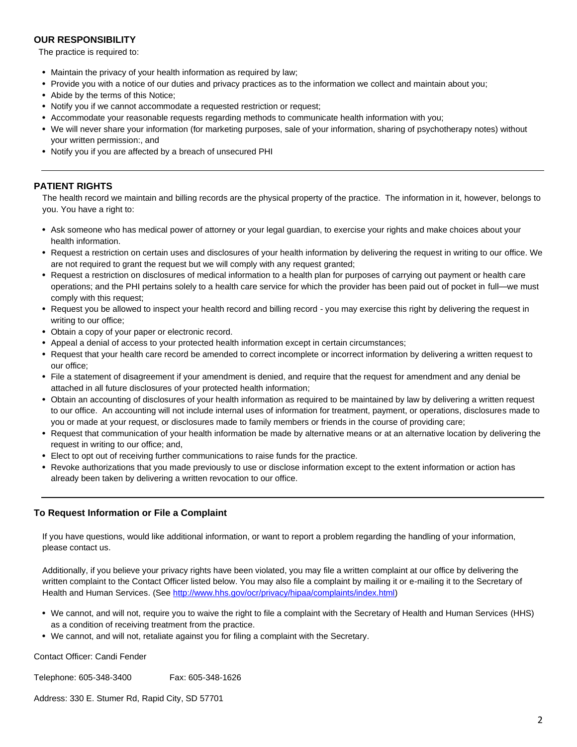## OUR RESPONSIBILITY

The practice is required to:

- Maintain the privacy of your health information as required by law;
- Provide you with a notice of our duties and privacy practices as to the information we collect and maintain about you;
- Abide by the terms of this Notice;
- Notify you if we cannot accommodate a requested restriction or request;
- Accommodate your reasonable requests regarding methods to communicate health information with you;
- We will never share your information (for marketing purposes, sale of your information, sharing of psychotherapy notes) without your written permission:, and
- Notify you if you are affected by a breach of unsecured PHI

---

## PATIENT RIGHTS

The health record we maintain and billing records are the physical property of the practice. The information in it, however, belongs to you. You have a right to:

- Ask someone who has medical power of attorney or your legal guardian, to exercise your rights and make choices about your health information.
- Request a restriction on certain uses and disclosures of your health information by delivering the request in writing to our office. We are not required to grant the request but we will comply with any request granted;
- Request a restriction on disclosures of medical information to a health plan for purposes of carrying out payment or health care operations; and the PHI pertains solely to a health care service for which the provider has been paid out of pocket in full—we must comply with this request;
- Request you be allowed to inspect your health record and billing record - you may exercise this right by delivering the request in writing to our office;
- Obtain a copy of your paper or electronic record.
- Appeal a denial of access to your protected health information except in certain circumstances;
- Request that your health care record be amended to correct incomplete or incorrect information by delivering a written request to our office;
- File a statement of disagreement if your amendment is denied, and require that the request for amendment and any denial be attached in all future disclosures of your protected health information;
- Obtain an accounting of disclosures of your health information as required to be maintained by law by delivering a written request to our office. An accounting will not include internal uses of information for treatment, payment, or operations, disclosures made to you or made at your request, or disclosures made to family members or friends in the course of providing care;
- Request that communication of your health information be made by alternative means or at an alternative location by delivering the request in writing to our office; and,
- Elect to opt out of receiving further communications to raise funds for the practice.
- Revoke authorizations that you made previously to use or disclose information except to the extent information or action has already been taken by delivering a written revocation to our office.

---

## To Request Information or File a Complaint

If you have questions, would like additional information, or want to report a problem regarding the handling of your information, please contact us.

Additionally, if you believe your privacy rights have been violated, you may file a written complaint at our office by delivering the written complaint to the Contact Officer listed below. You may also file a complaint by mailing it or e-mailing it to the Secretary of Health and Human Services. (See http://www.hhs.gov/ocr/privacy/hipaa/complaints/index.html)

- We cannot, and will not, require you to waive the right to file a complaint with the Secretary of Health and Human Services (HHS) as a condition of receiving treatment from the practice.
- We cannot, and will not, retaliate against you for filing a complaint with the Secretary.

Contact Officer: Candi Fender

Telephone: 605-348-3400 Fax: 605-348-1626

Address: 330 E. Stumer Rd, Rapid City, SD 57701